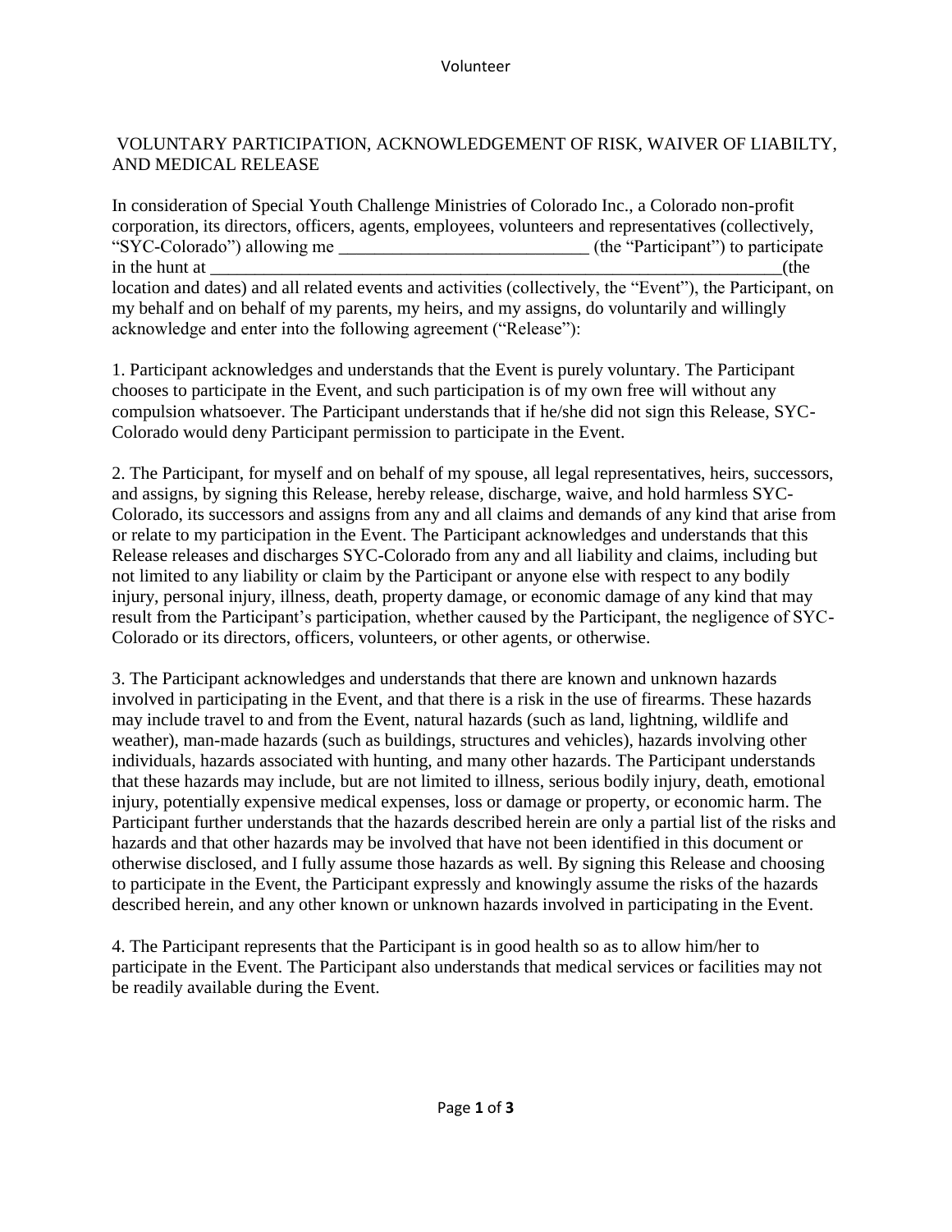# VOLUNTARY PARTICIPATION, ACKNOWLEDGEMENT OF RISK, WAIVER OF LIABILTY, AND MEDICAL RELEASE

In consideration of Special Youth Challenge Ministries of Colorado Inc., a Colorado non-profit corporation, its directors, officers, agents, employees, volunteers and representatives (collectively, "SYC-Colorado") allowing me ____________________________ (the "Participant") to participate in the hunt at __________________________________________________________________(the location and dates) and all related events and activities (collectively, the "Event"), the Participant, on my behalf and on behalf of my parents, my heirs, and my assigns, do voluntarily and willingly acknowledge and enter into the following agreement ("Release"):

1. Participant acknowledges and understands that the Event is purely voluntary. The Participant chooses to participate in the Event, and such participation is of my own free will without any compulsion whatsoever. The Participant understands that if he/she did not sign this Release, SYC-Colorado would deny Participant permission to participate in the Event.

2. The Participant, for myself and on behalf of my spouse, all legal representatives, heirs, successors, and assigns, by signing this Release, hereby release, discharge, waive, and hold harmless SYC-Colorado, its successors and assigns from any and all claims and demands of any kind that arise from or relate to my participation in the Event. The Participant acknowledges and understands that this Release releases and discharges SYC-Colorado from any and all liability and claims, including but not limited to any liability or claim by the Participant or anyone else with respect to any bodily injury, personal injury, illness, death, property damage, or economic damage of any kind that may result from the Participant's participation, whether caused by the Participant, the negligence of SYC-Colorado or its directors, officers, volunteers, or other agents, or otherwise.

3. The Participant acknowledges and understands that there are known and unknown hazards involved in participating in the Event, and that there is a risk in the use of firearms. These hazards may include travel to and from the Event, natural hazards (such as land, lightning, wildlife and weather), man-made hazards (such as buildings, structures and vehicles), hazards involving other individuals, hazards associated with hunting, and many other hazards. The Participant understands that these hazards may include, but are not limited to illness, serious bodily injury, death, emotional injury, potentially expensive medical expenses, loss or damage or property, or economic harm. The Participant further understands that the hazards described herein are only a partial list of the risks and hazards and that other hazards may be involved that have not been identified in this document or otherwise disclosed, and I fully assume those hazards as well. By signing this Release and choosing to participate in the Event, the Participant expressly and knowingly assume the risks of the hazards described herein, and any other known or unknown hazards involved in participating in the Event.

4. The Participant represents that the Participant is in good health so as to allow him/her to participate in the Event. The Participant also understands that medical services or facilities may not be readily available during the Event.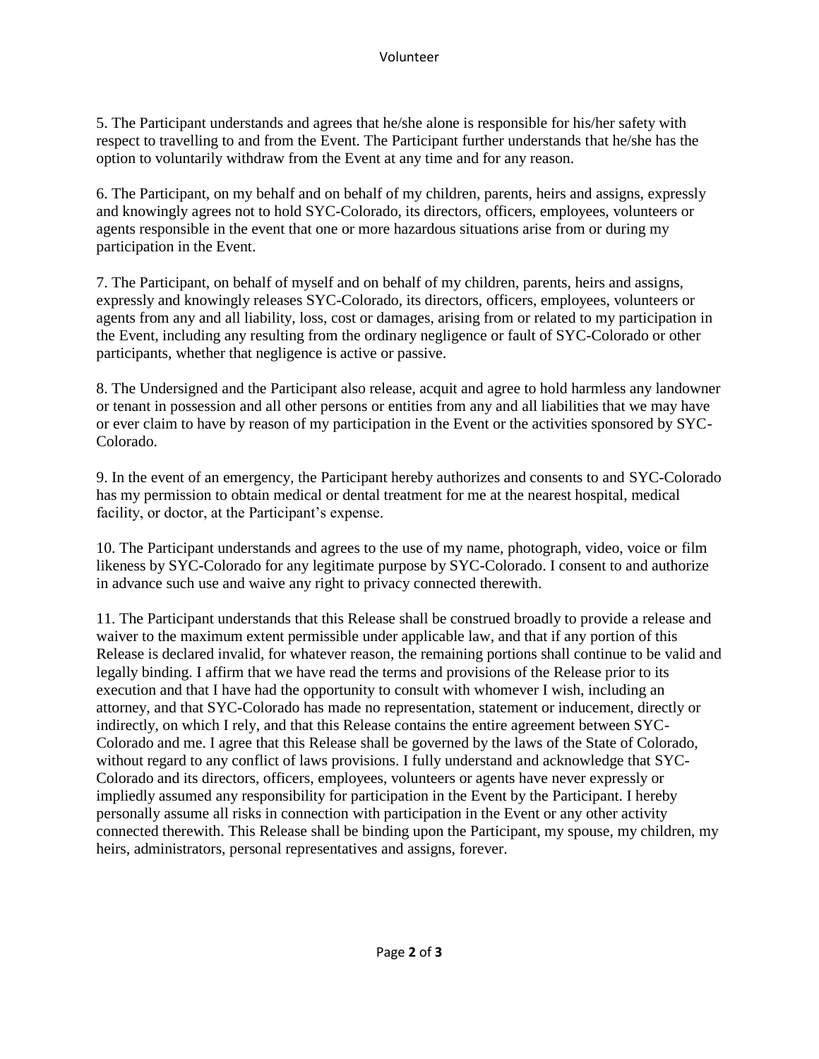5. The Participant understands and agrees that he/she alone is responsible for his/her safety with respect to travelling to and from the Event. The Participant further understands that he/she has the option to voluntarily withdraw from the Event at any time and for any reason.

6. The Participant, on my behalf and on behalf of my children, parents, heirs and assigns, expressly and knowingly agrees not to hold SYC-Colorado, its directors, officers, employees, volunteers or agents responsible in the event that one or more hazardous situations arise from or during my participation in the Event.

7. The Participant, on behalf of myself and on behalf of my children, parents, heirs and assigns, expressly and knowingly releases SYC-Colorado, its directors, officers, employees, volunteers or agents from any and all liability, loss, cost or damages, arising from or related to my participation in the Event, including any resulting from the ordinary negligence or fault of SYC-Colorado or other participants, whether that negligence is active or passive.

8. The Undersigned and the Participant also release, acquit and agree to hold harmless any landowner or tenant in possession and all other persons or entities from any and all liabilities that we may have or ever claim to have by reason of my participation in the Event or the activities sponsored by SYC-Colorado.

9. In the event of an emergency, the Participant hereby authorizes and consents to and SYC-Colorado has my permission to obtain medical or dental treatment for me at the nearest hospital, medical facility, or doctor, at the Participant's expense.

10. The Participant understands and agrees to the use of my name, photograph, video, voice or film likeness by SYC-Colorado for any legitimate purpose by SYC-Colorado. I consent to and authorize in advance such use and waive any right to privacy connected therewith.

11. The Participant understands that this Release shall be construed broadly to provide a release and waiver to the maximum extent permissible under applicable law, and that if any portion of this Release is declared invalid, for whatever reason, the remaining portions shall continue to be valid and legally binding. I affirm that we have read the terms and provisions of the Release prior to its execution and that I have had the opportunity to consult with whomever I wish, including an attorney, and that SYC-Colorado has made no representation, statement or inducement, directly or indirectly, on which I rely, and that this Release contains the entire agreement between SYC-Colorado and me. I agree that this Release shall be governed by the laws of the State of Colorado, without regard to any conflict of laws provisions. I fully understand and acknowledge that SYC-Colorado and its directors, officers, employees, volunteers or agents have never expressly or impliedly assumed any responsibility for participation in the Event by the Participant. I hereby personally assume all risks in connection with participation in the Event or any other activity connected therewith. This Release shall be binding upon the Participant, my spouse, my children, my heirs, administrators, personal representatives and assigns, forever.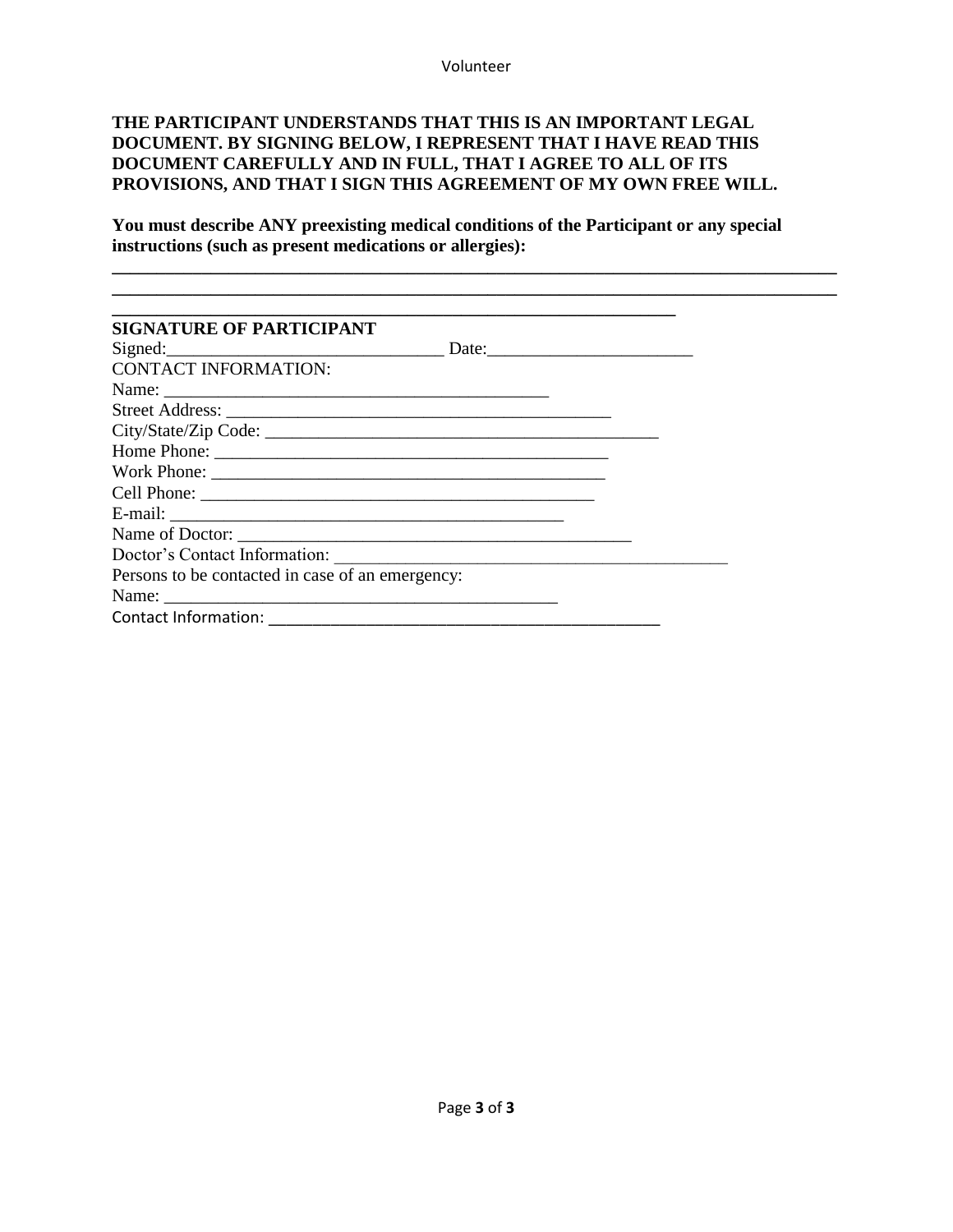**THE PARTICIPANT UNDERSTANDS THAT THIS IS AN IMPORTANT LEGAL DOCUMENT. BY SIGNING BELOW, I REPRESENT THAT I HAVE READ THIS DOCUMENT CAREFULLY AND IN FULL, THAT I AGREE TO ALL OF ITS PROVISIONS, AND THAT I SIGN THIS AGREEMENT OF MY OWN FREE WILL.**

**You must describe ANY preexisting medical conditions of the Participant or any special instructions (such as present medications or allergies):**

______________________________________________________________________________

______________________________________________________________________________

______________________________________________________________

**SIGNATURE OF PARTICIPANT**

Signed:_______________________________ Date:_______________________

CONTACT INFORMATION:

Name: ___________________________________________

Street Address: ___________________________________________

City/State/Zip Code: ___________________________________________

Home Phone: ___________________________________________

Work Phone: ___________________________________________

Cell Phone: ___________________________________________

E-mail: ___________________________________________

Name of Doctor: ___________________________________________

Doctor's Contact Information: ___________________________________________

Persons to be contacted in case of an emergency:

Name: ___________________________________________

Contact Information: ___________________________________________